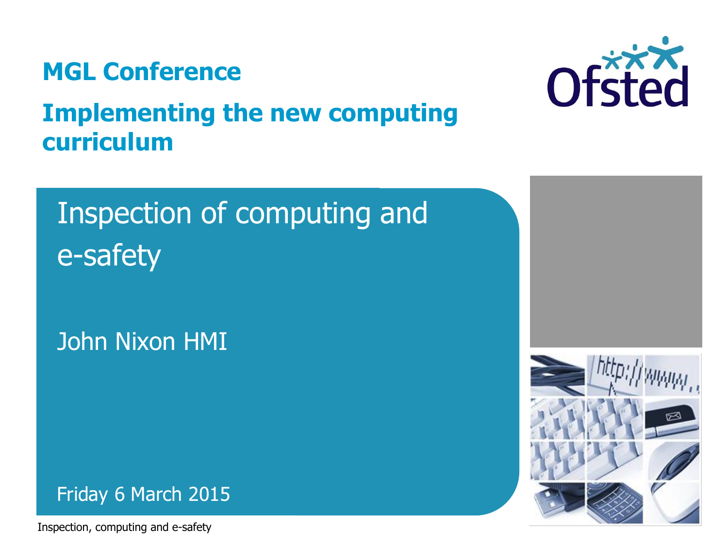## MGL Conference

## Implementing the new computing curriculum

# Inspection of computing and e-safety

John Nixon HMI

Friday 6 March 2015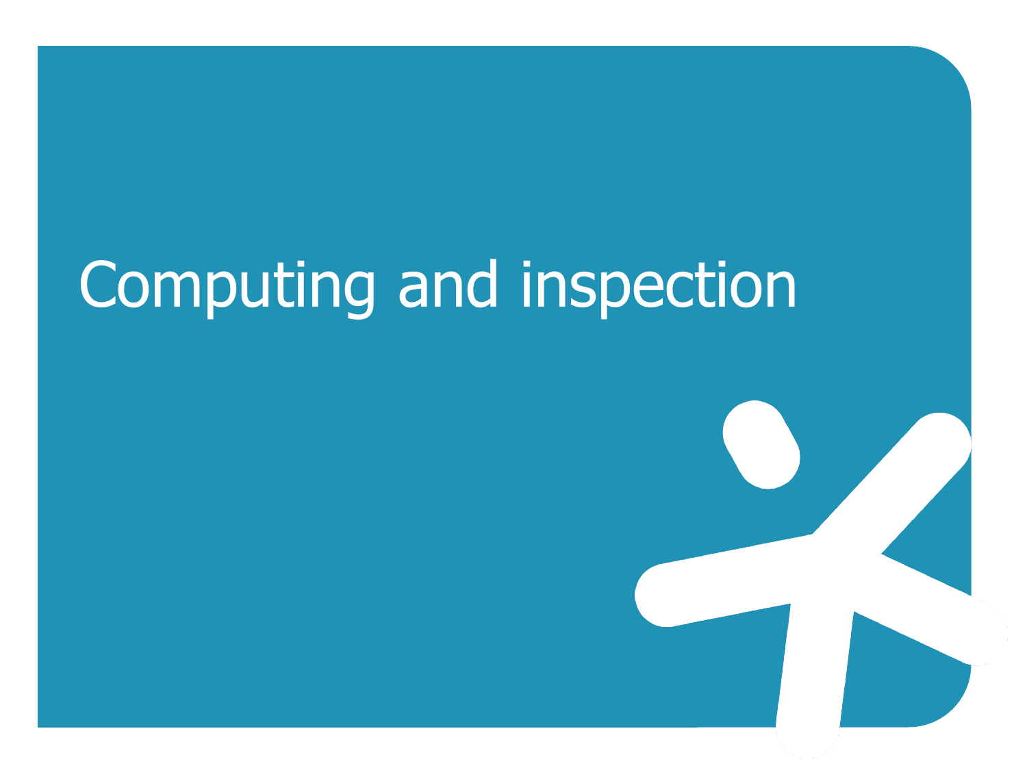# Computing and inspection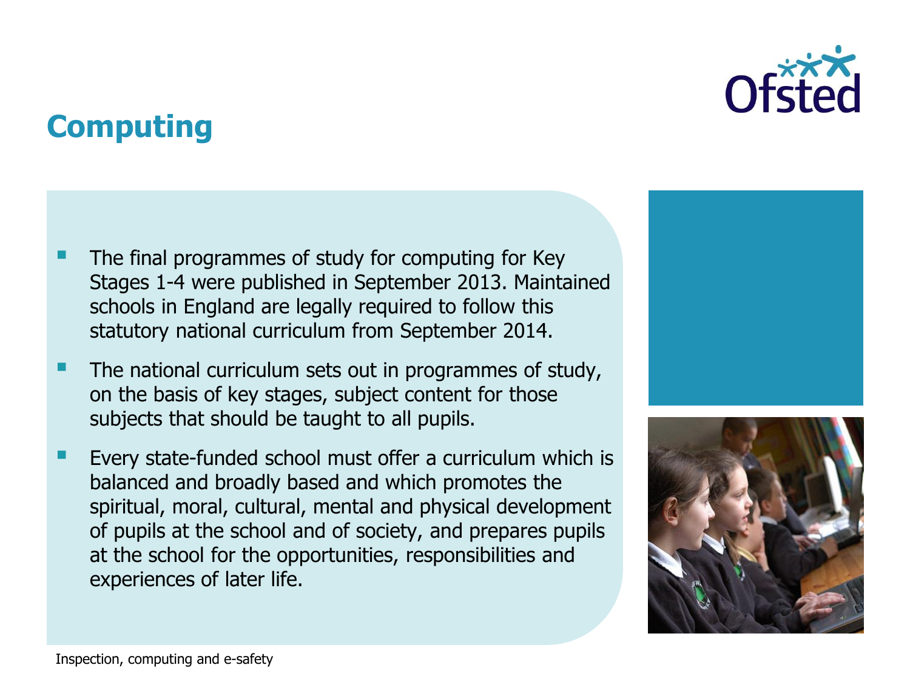# Computing

- The final programmes of study for computing for Key Stages 1-4 were published in September 2013. Maintained schools in England are legally required to follow this statutory national curriculum from September 2014.
- The national curriculum sets out in programmes of study, on the basis of key stages, subject content for those subjects that should be taught to all pupils.
- Every state-funded school must offer a curriculum which is balanced and broadly based and which promotes the spiritual, moral, cultural, mental and physical development of pupils at the school and of society, and prepares pupils at the school for the opportunities, responsibilities and experiences of later life.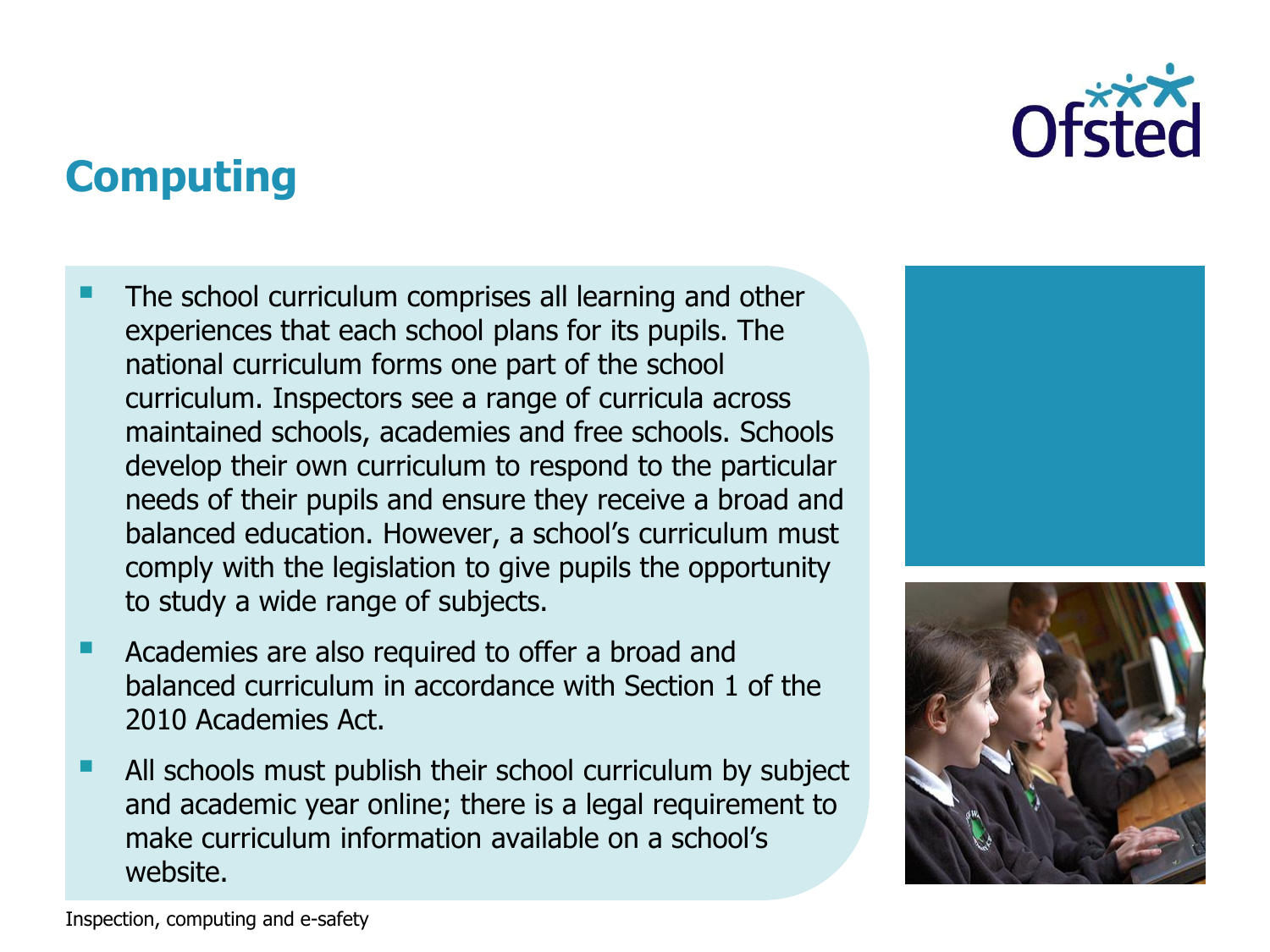# Computing

- The school curriculum comprises all learning and other experiences that each school plans for its pupils. The national curriculum forms one part of the school curriculum. Inspectors see a range of curricula across maintained schools, academies and free schools. Schools develop their own curriculum to respond to the particular needs of their pupils and ensure they receive a broad and balanced education. However, a school's curriculum must comply with the legislation to give pupils the opportunity to study a wide range of subjects.
- Academies are also required to offer a broad and balanced curriculum in accordance with Section 1 of the 2010 Academies Act.
- All schools must publish their school curriculum by subject and academic year online; there is a legal requirement to make curriculum information available on a school's website.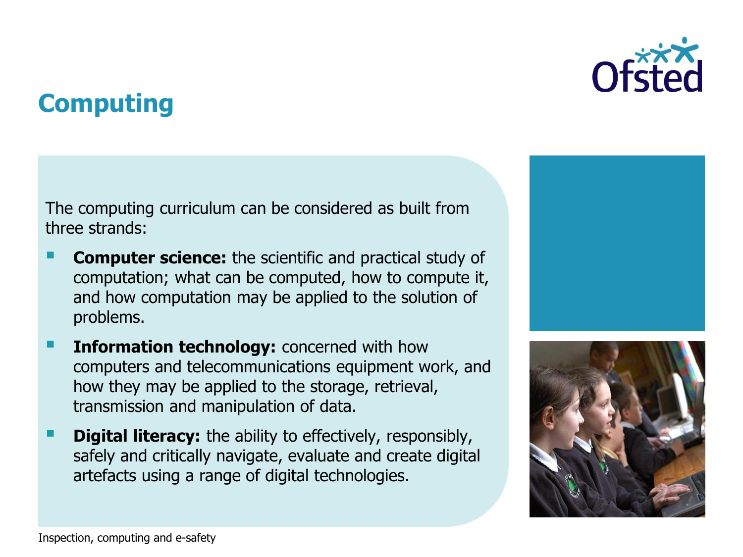# Computing

The computing curriculum can be considered as built from three strands:

- **Computer science:** the scientific and practical study of computation; what can be computed, how to compute it, and how computation may be applied to the solution of problems.
- **Information technology:** concerned with how computers and telecommunications equipment work, and how they may be applied to the storage, retrieval, transmission and manipulation of data.
- **Digital literacy:** the ability to effectively, responsibly, safely and critically navigate, evaluate and create digital artefacts using a range of digital technologies.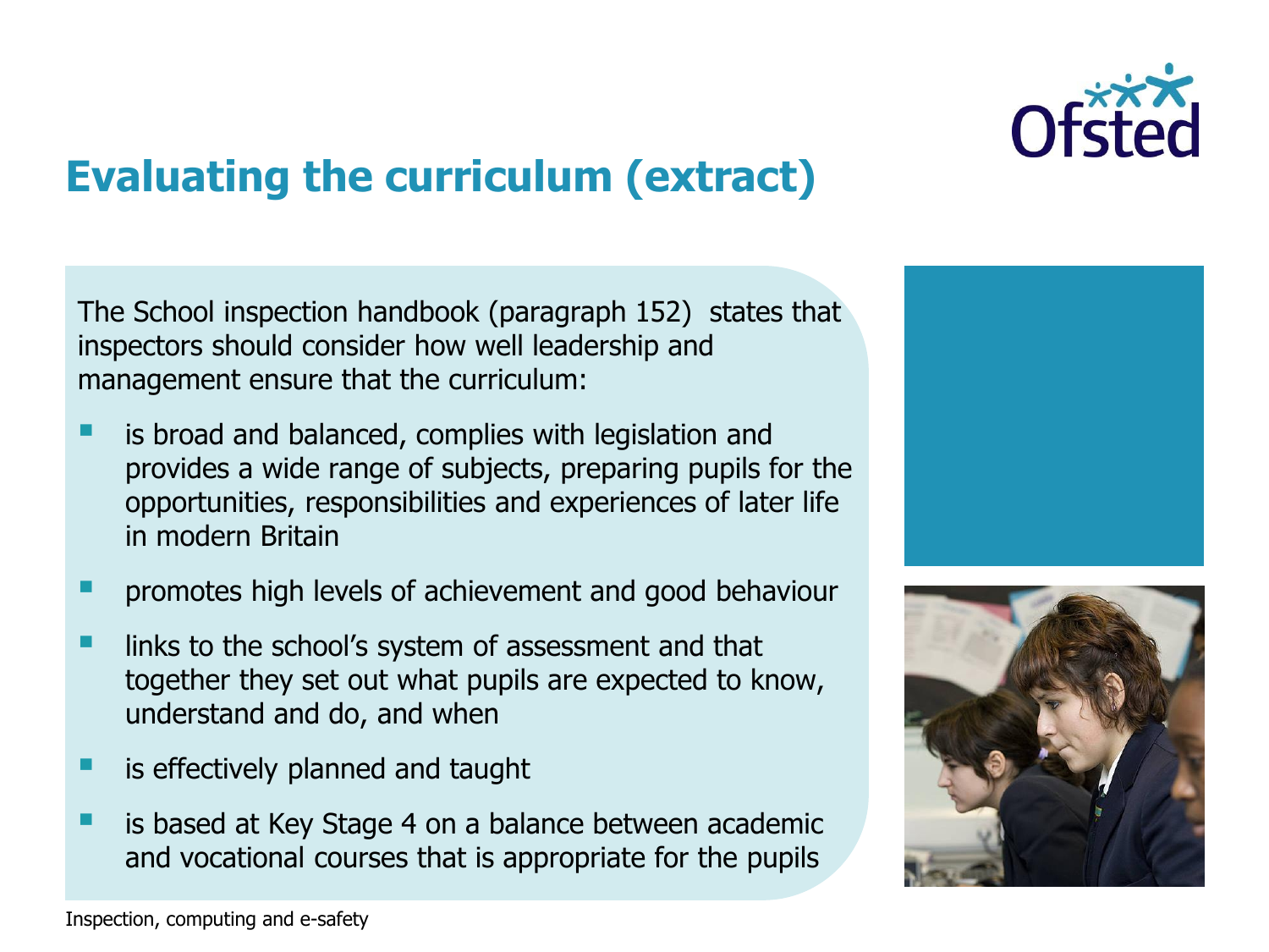# Evaluating the curriculum (extract)

The School inspection handbook (paragraph 152) states that inspectors should consider how well leadership and management ensure that the curriculum:

- is broad and balanced, complies with legislation and provides a wide range of subjects, preparing pupils for the opportunities, responsibilities and experiences of later life in modern Britain
- promotes high levels of achievement and good behaviour
- links to the school's system of assessment and that together they set out what pupils are expected to know, understand and do, and when
- is effectively planned and taught
- is based at Key Stage 4 on a balance between academic and vocational courses that is appropriate for the pupils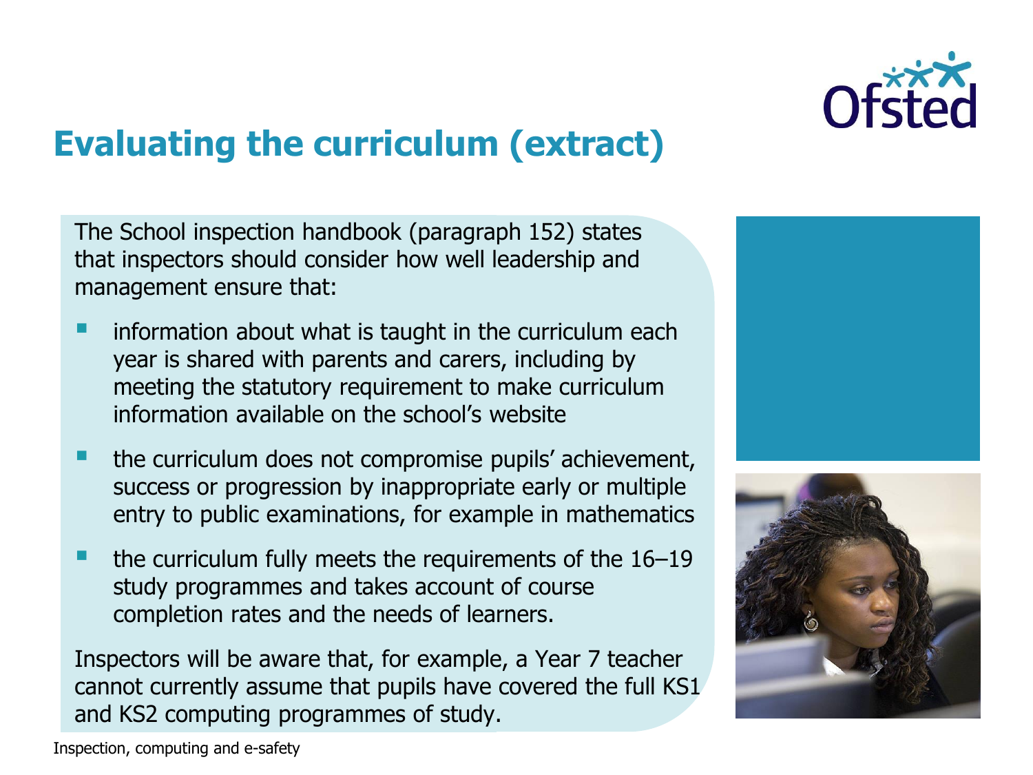# Evaluating the curriculum (extract)

The School inspection handbook (paragraph 152) states that inspectors should consider how well leadership and management ensure that:

- information about what is taught in the curriculum each year is shared with parents and carers, including by meeting the statutory requirement to make curriculum information available on the school's website
- the curriculum does not compromise pupils' achievement, success or progression by inappropriate early or multiple entry to public examinations, for example in mathematics
- the curriculum fully meets the requirements of the 16–19 study programmes and takes account of course completion rates and the needs of learners.

Inspectors will be aware that, for example, a Year 7 teacher cannot currently assume that pupils have covered the full KS1 and KS2 computing programmes of study.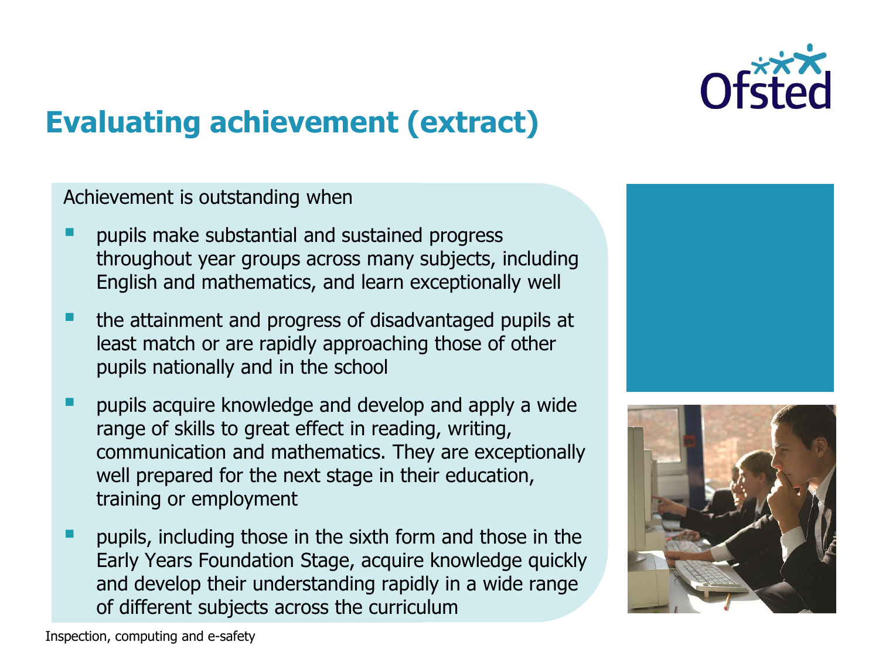## Evaluating achievement (extract)

Achievement is outstanding when

- pupils make substantial and sustained progress throughout year groups across many subjects, including English and mathematics, and learn exceptionally well
- the attainment and progress of disadvantaged pupils at least match or are rapidly approaching those of other pupils nationally and in the school
- pupils acquire knowledge and develop and apply a wide range of skills to great effect in reading, writing, communication and mathematics. They are exceptionally well prepared for the next stage in their education, training or employment
- pupils, including those in the sixth form and those in the Early Years Foundation Stage, acquire knowledge quickly and develop their understanding rapidly in a wide range of different subjects across the curriculum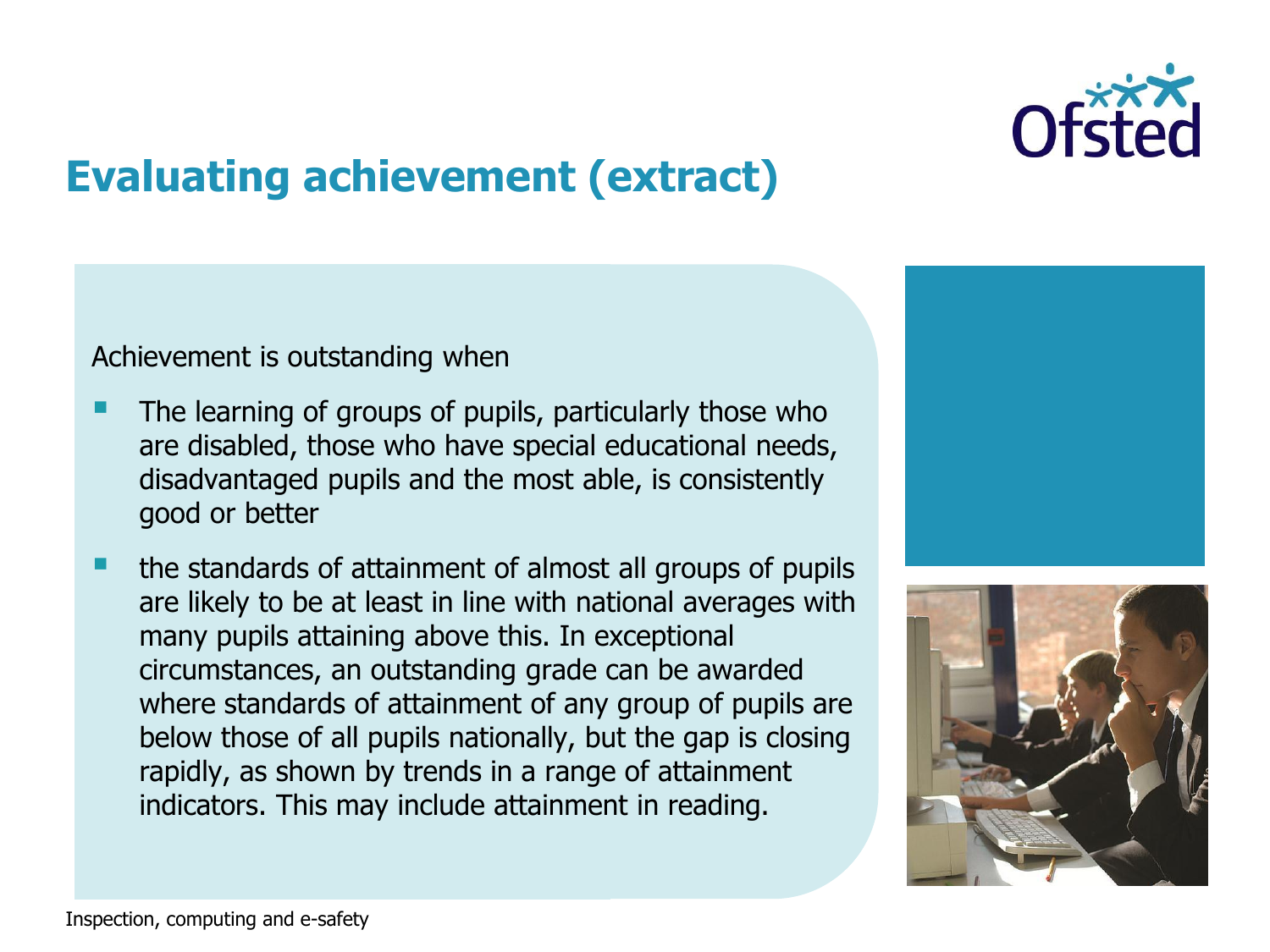# Evaluating achievement (extract)

Achievement is outstanding when

- The learning of groups of pupils, particularly those who are disabled, those who have special educational needs, disadvantaged pupils and the most able, is consistently good or better
- the standards of attainment of almost all groups of pupils are likely to be at least in line with national averages with many pupils attaining above this. In exceptional circumstances, an outstanding grade can be awarded where standards of attainment of any group of pupils are below those of all pupils nationally, but the gap is closing rapidly, as shown by trends in a range of attainment indicators. This may include attainment in reading.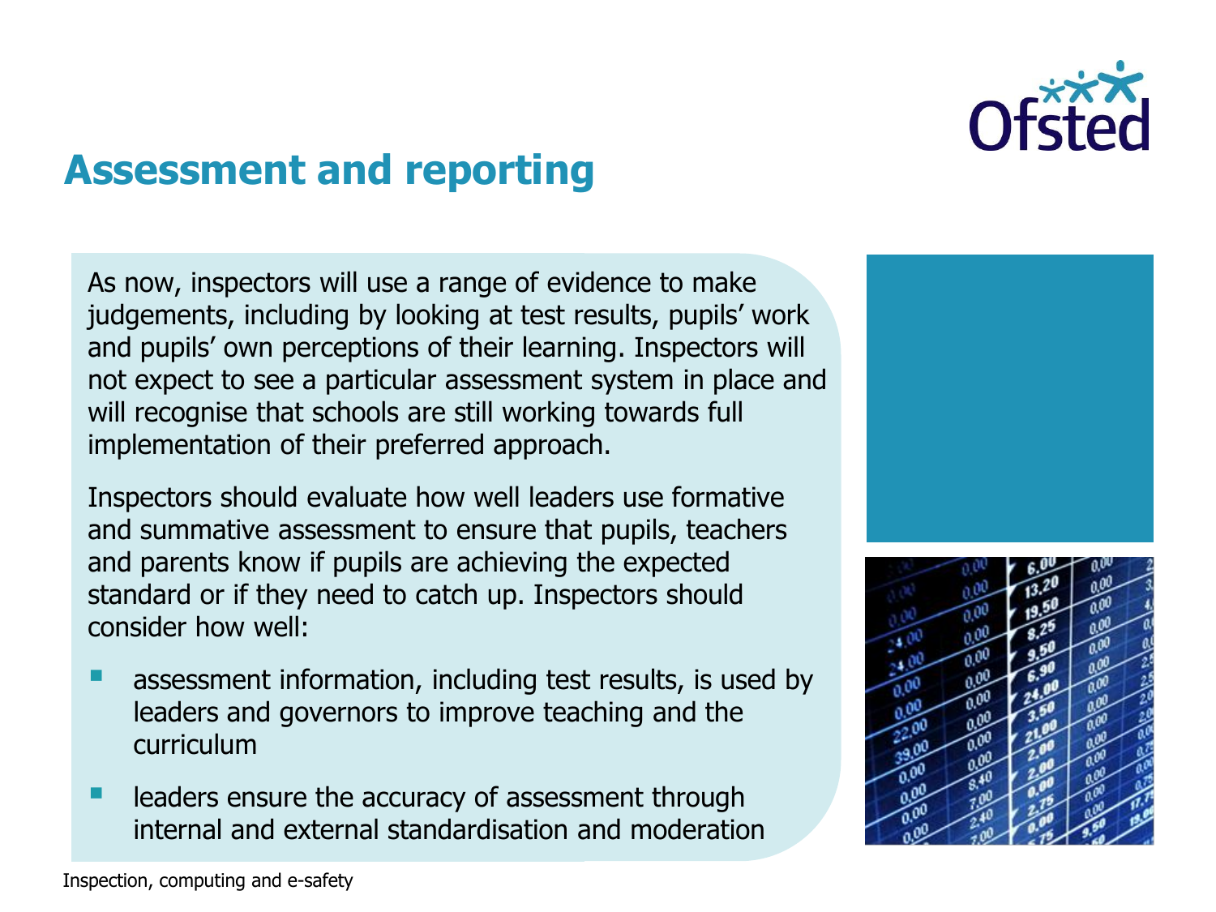## Assessment and reporting

As now, inspectors will use a range of evidence to make judgements, including by looking at test results, pupils' work and pupils' own perceptions of their learning. Inspectors will not expect to see a particular assessment system in place and will recognise that schools are still working towards full implementation of their preferred approach.

Inspectors should evaluate how well leaders use formative and summative assessment to ensure that pupils, teachers and parents know if pupils are achieving the expected standard or if they need to catch up. Inspectors should consider how well:

- assessment information, including test results, is used by leaders and governors to improve teaching and the curriculum
- leaders ensure the accuracy of assessment through internal and external standardisation and moderation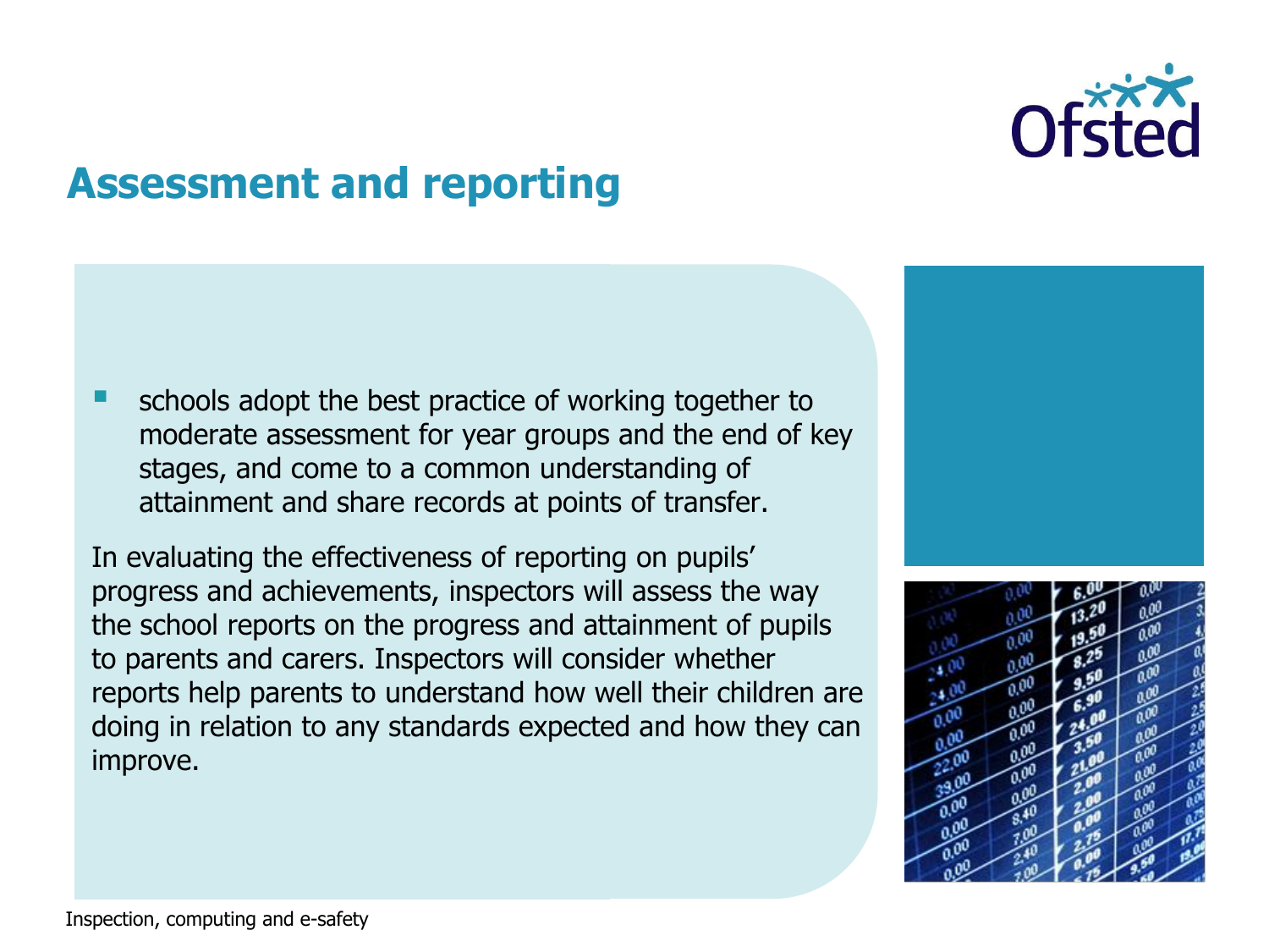## Assessment and reporting

- schools adopt the best practice of working together to moderate assessment for year groups and the end of key stages, and come to a common understanding of attainment and share records at points of transfer.

In evaluating the effectiveness of reporting on pupils' progress and achievements, inspectors will assess the way the school reports on the progress and attainment of pupils to parents and carers. Inspectors will consider whether reports help parents to understand how well their children are doing in relation to any standards expected and how they can improve.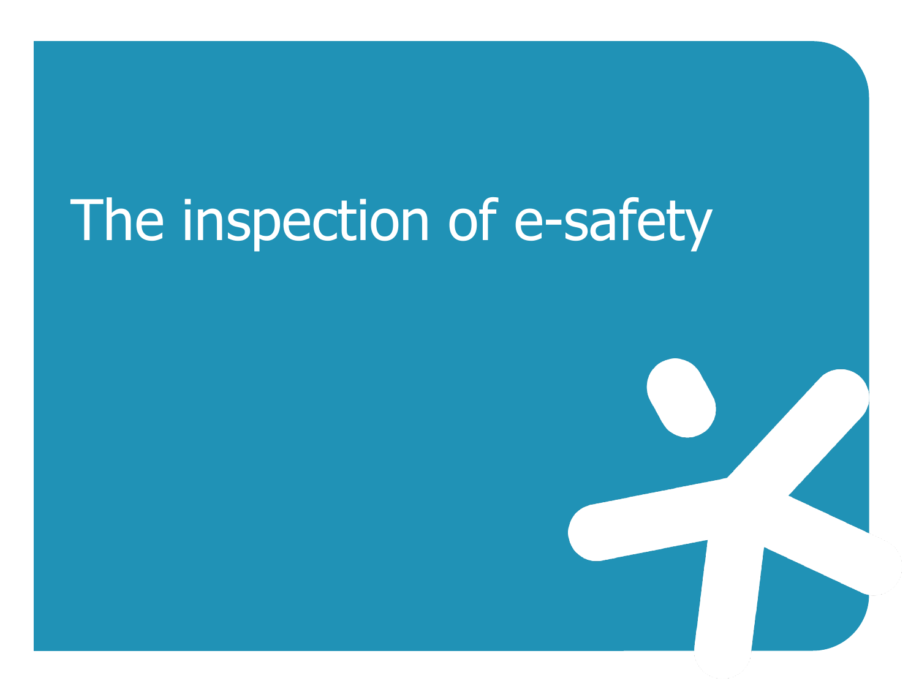# The inspection of e-safety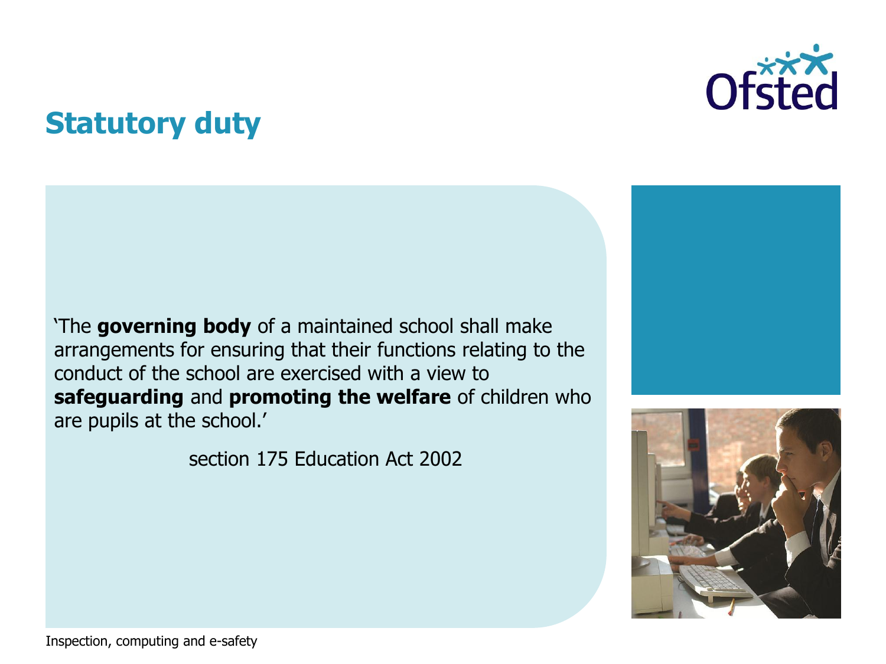## Statutory duty

'The **governing body** of a maintained school shall make arrangements for ensuring that their functions relating to the conduct of the school are exercised with a view to **safeguarding** and **promoting the welfare** of children who are pupils at the school.'

section 175 Education Act 2002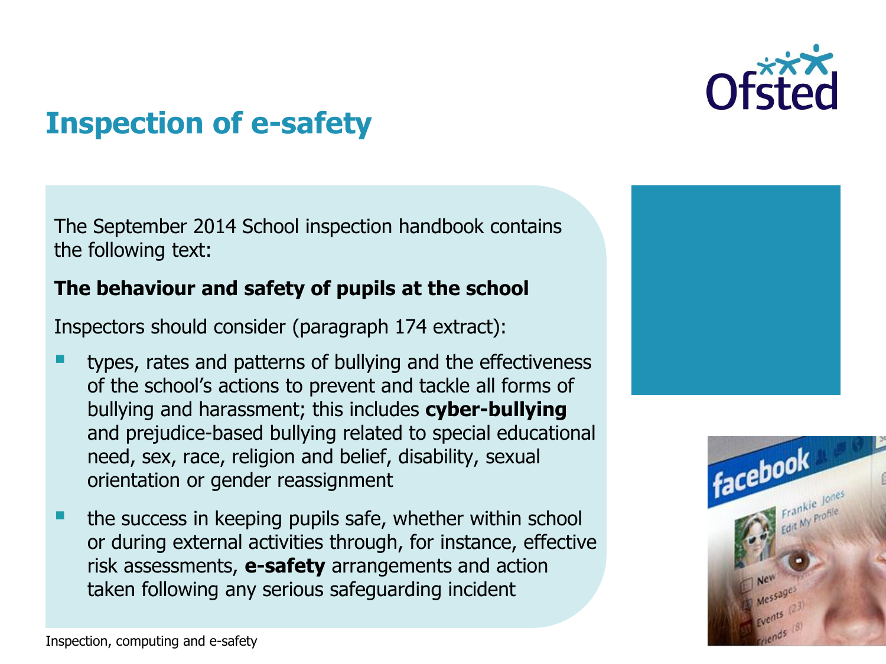# Inspection of e-safety

The September 2014 School inspection handbook contains the following text:

**The behaviour and safety of pupils at the school**

Inspectors should consider (paragraph 174 extract):

- types, rates and patterns of bullying and the effectiveness of the school's actions to prevent and tackle all forms of bullying and harassment; this includes **cyber-bullying** and prejudice-based bullying related to special educational need, sex, race, religion and belief, disability, sexual orientation or gender reassignment
- the success in keeping pupils safe, whether within school or during external activities through, for instance, effective risk assessments, **e-safety** arrangements and action taken following any serious safeguarding incident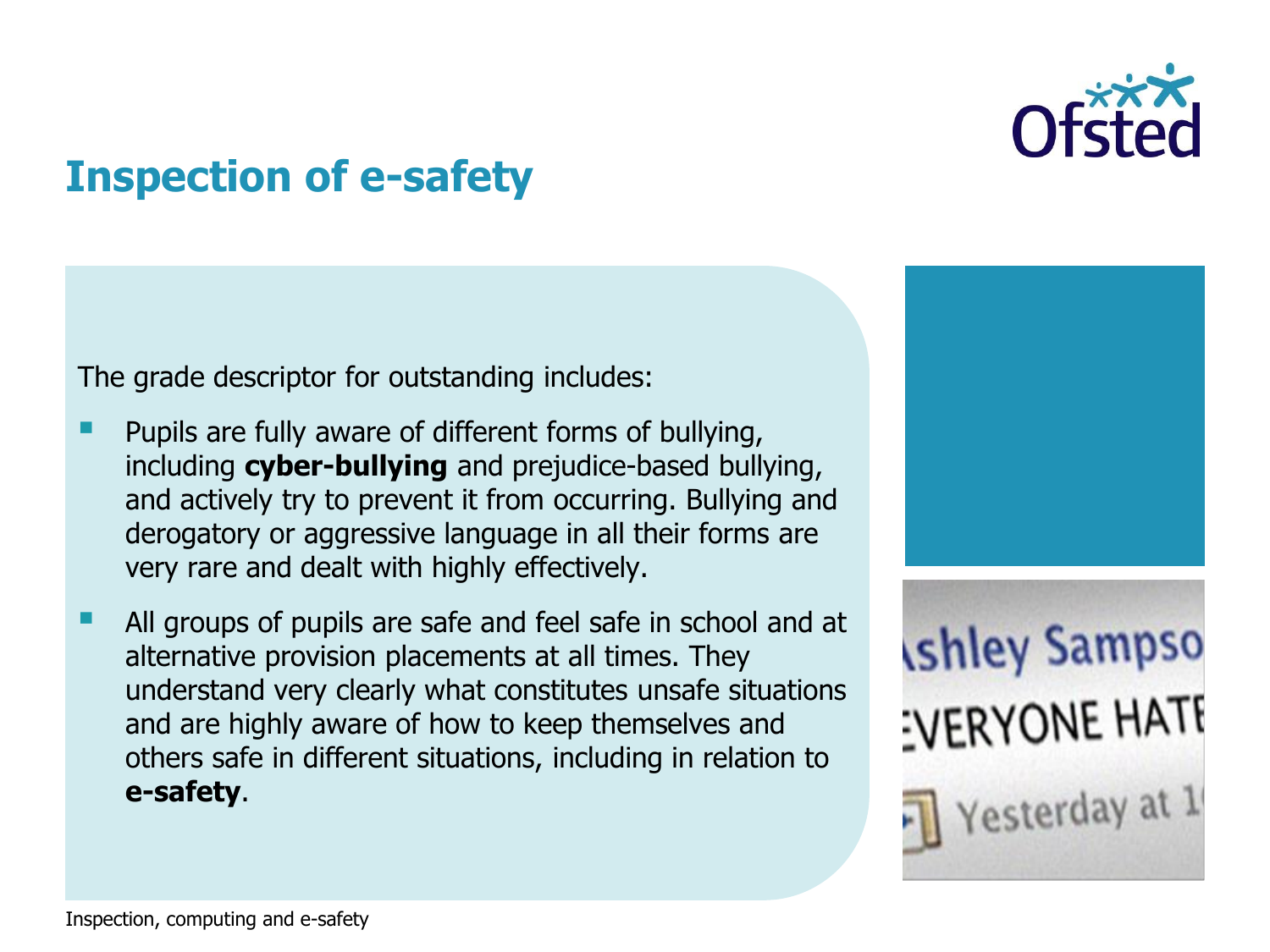# Inspection of e-safety

The grade descriptor for outstanding includes:

- Pupils are fully aware of different forms of bullying, including **cyber-bullying** and prejudice-based bullying, and actively try to prevent it from occurring. Bullying and derogatory or aggressive language in all their forms are very rare and dealt with highly effectively.
- All groups of pupils are safe and feel safe in school and at alternative provision placements at all times. They understand very clearly what constitutes unsafe situations and are highly aware of how to keep themselves and others safe in different situations, including in relation to **e-safety**.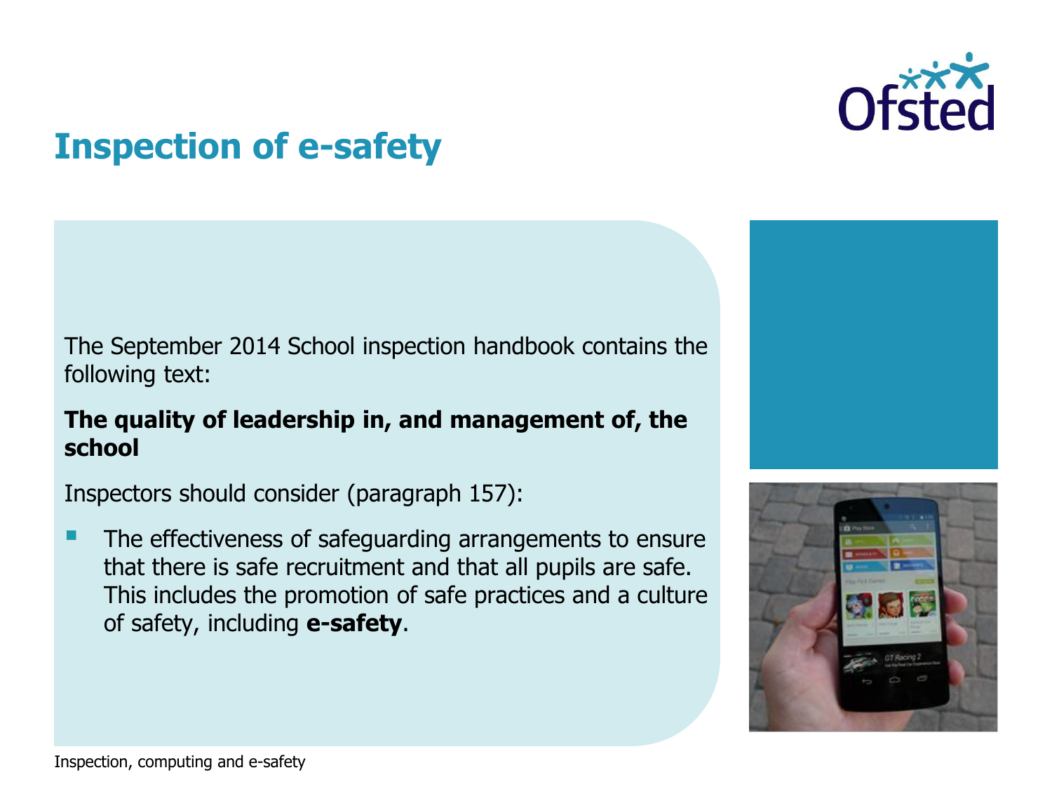# Inspection of e-safety

The September 2014 School inspection handbook contains the following text:

**The quality of leadership in, and management of, the school**

Inspectors should consider (paragraph 157):

- The effectiveness of safeguarding arrangements to ensure that there is safe recruitment and that all pupils are safe. This includes the promotion of safe practices and a culture of safety, including **e-safety**.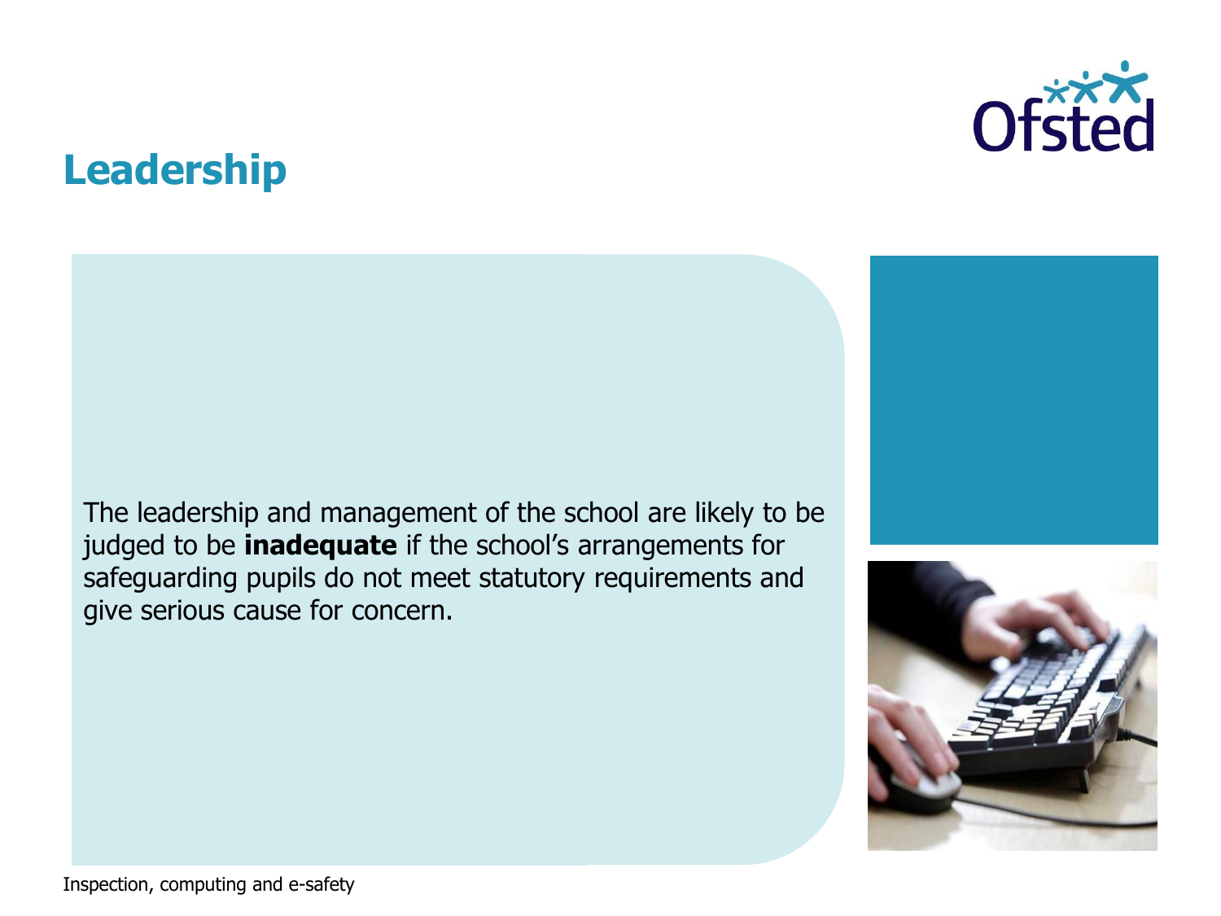# Leadership

The leadership and management of the school are likely to be judged to be **inadequate** if the school's arrangements for safeguarding pupils do not meet statutory requirements and give serious cause for concern.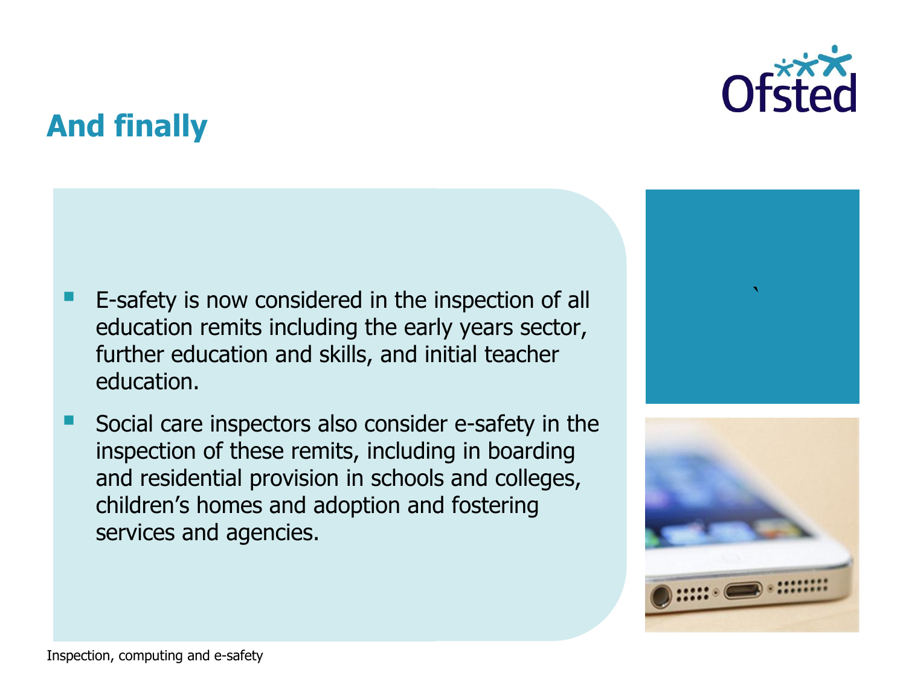## And finally

- E-safety is now considered in the inspection of all education remits including the early years sector, further education and skills, and initial teacher education.
- Social care inspectors also consider e-safety in the inspection of these remits, including in boarding and residential provision in schools and colleges, children's homes and adoption and fostering services and agencies.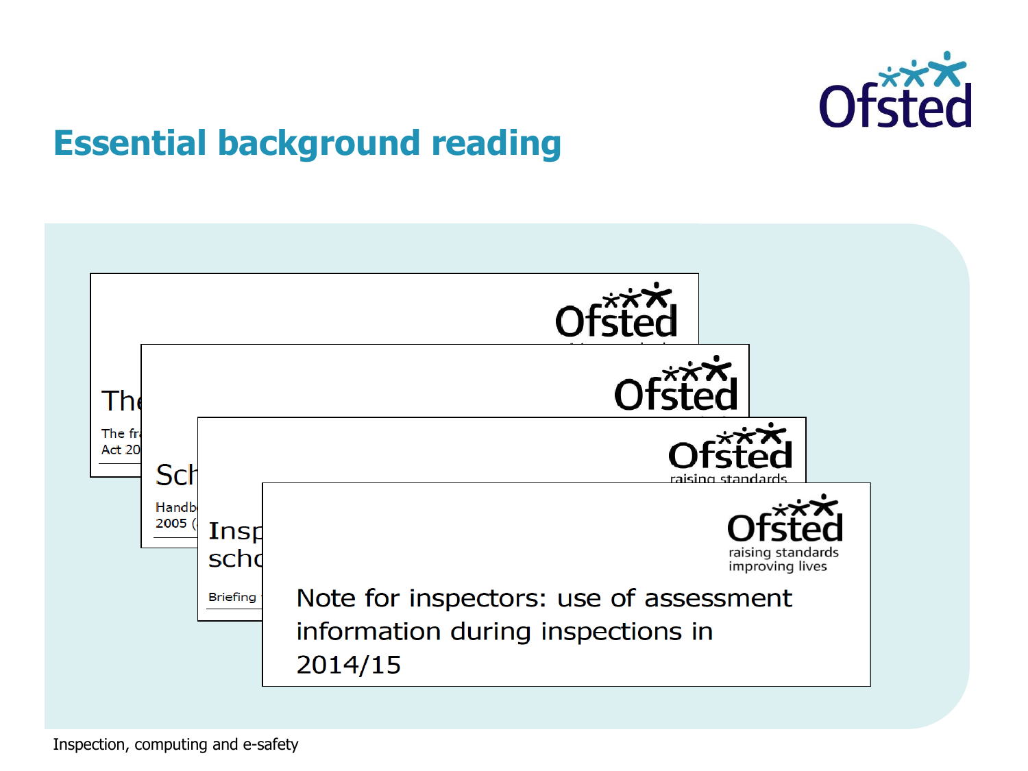# Essential background reading

The fr
Act 20

Sch

Handb
2005 (

Insp
scho

Briefing

Note for inspectors: use of assessment information during inspections in 2014/15

Inspection, computing and e-safety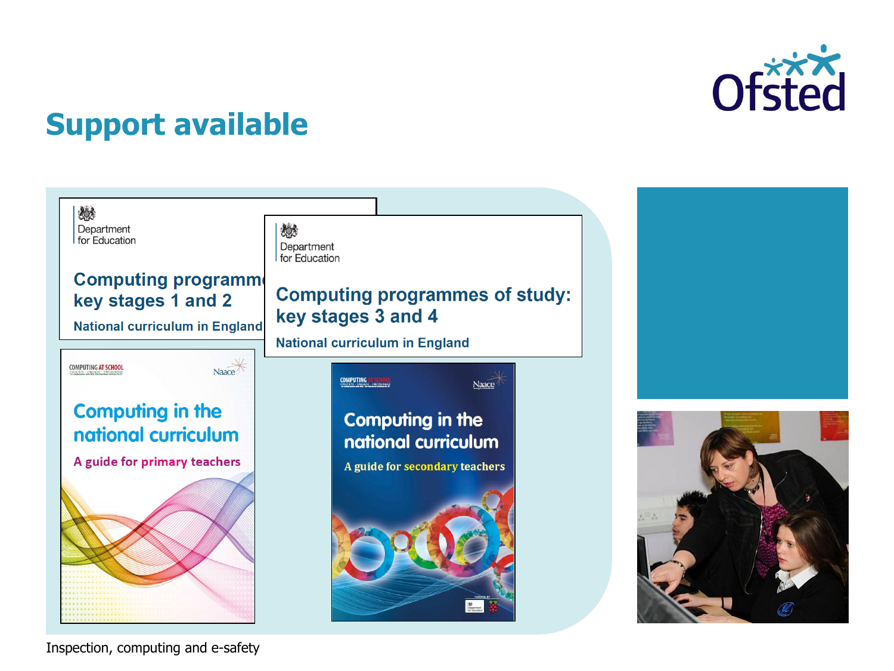# Support available

Department for Education

**Computing programmes of study: key stages 1 and 2**

National curriculum in England

Department for Education

**Computing programmes of study: key stages 3 and 4**

National curriculum in England

Computing in the national curriculum

A guide for primary teachers

Computing in the national curriculum

A guide for secondary teachers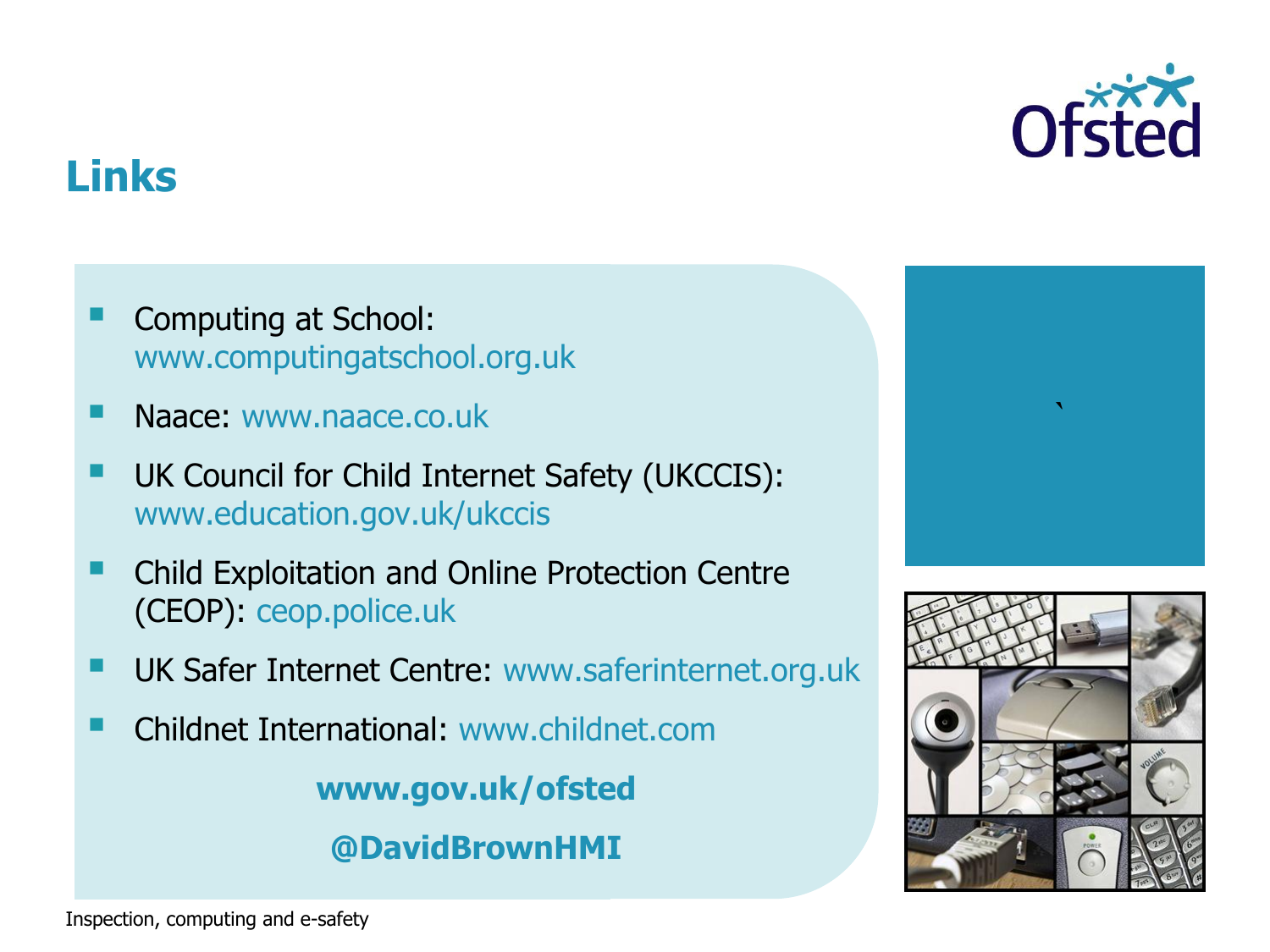## Links

- Computing at School: www.computingatschool.org.uk
- Naace: www.naace.co.uk
- UK Council for Child Internet Safety (UKCCIS): www.education.gov.uk/ukccis
- Child Exploitation and Online Protection Centre (CEOP): ceop.police.uk
- UK Safer Internet Centre: www.saferinternet.org.uk
- Childnet International: www.childnet.com

**www.gov.uk/ofsted**

**@DavidBrownHMI**